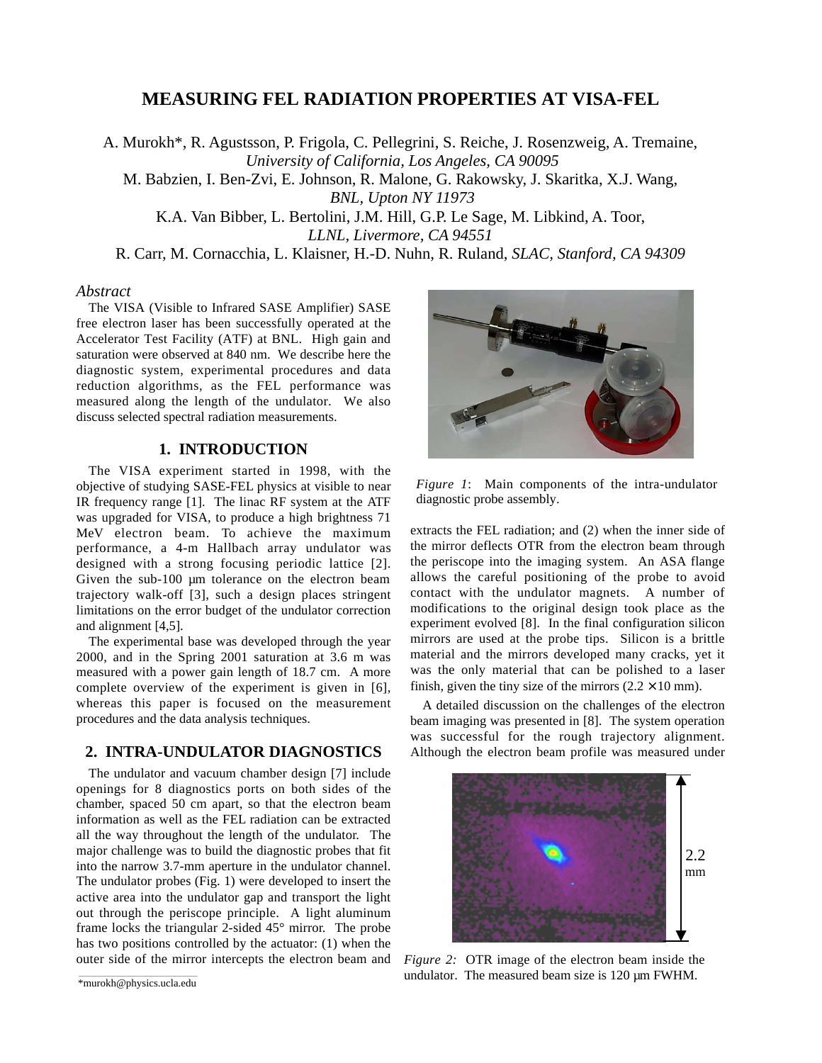# MEASURING FEL RADIATION PROPERTIES AT VISA-FEL

A. Murokh*, R. Agustsson, P. Frigola, C. Pellegrini, S. Reiche, J. Rosenzweig, A. Tremaine,
*University of California, Los Angeles, CA 90095*
M. Babzien, I. Ben-Zvi, E. Johnson, R. Malone, G. Rakowsky, J. Skaritka, X.J. Wang,
*BNL, Upton NY 11973*
K.A. Van Bibber, L. Bertolini, J.M. Hill, G.P. Le Sage, M. Libkind, A. Toor,
*LLNL, Livermore, CA 94551*
R. Carr, M. Cornacchia, L. Klaisner, H.-D. Nuhn, R. Ruland, *SLAC, Stanford, CA 94309*

*Abstract*

The VISA (Visible to Infrared SASE Amplifier) SASE free electron laser has been successfully operated at the Accelerator Test Facility (ATF) at BNL. High gain and saturation were observed at 840 nm. We describe here the diagnostic system, experimental procedures and data reduction algorithms, as the FEL performance was measured along the length of the undulator. We also discuss selected spectral radiation measurements.

## 1. INTRODUCTION

The VISA experiment started in 1998, with the objective of studying SASE-FEL physics at visible to near IR frequency range [1]. The linac RF system at the ATF was upgraded for VISA, to produce a high brightness 71 MeV electron beam. To achieve the maximum performance, a 4-m Hallbach array undulator was designed with a strong focusing periodic lattice [2]. Given the sub-100 μm tolerance on the electron beam trajectory walk-off [3], such a design places stringent limitations on the error budget of the undulator correction and alignment [4,5].

The experimental base was developed through the year 2000, and in the Spring 2001 saturation at 3.6 m was measured with a power gain length of 18.7 cm. A more complete overview of the experiment is given in [6], whereas this paper is focused on the measurement procedures and the data analysis techniques.

## 2. INTRA-UNDULATOR DIAGNOSTICS

The undulator and vacuum chamber design [7] include openings for 8 diagnostics ports on both sides of the chamber, spaced 50 cm apart, so that the electron beam information as well as the FEL radiation can be extracted all the way throughout the length of the undulator. The major challenge was to build the diagnostic probes that fit into the narrow 3.7-mm aperture in the undulator channel. The undulator probes (Fig. 1) were developed to insert the active area into the undulator gap and transport the light out through the periscope principle. A light aluminum frame locks the triangular 2-sided 45° mirror. The probe has two positions controlled by the actuator: (1) when the outer side of the mirror intercepts the electron beam and extracts the FEL radiation; and (2) when the inner side of the mirror deflects OTR from the electron beam through the periscope into the imaging system. An ASA flange allows the careful positioning of the probe to avoid contact with the undulator magnets. A number of modifications to the original design took place as the experiment evolved [8]. In the final configuration silicon mirrors are used at the probe tips. Silicon is a brittle material and the mirrors developed many cracks, yet it was the only material that can be polished to a laser finish, given the tiny size of the mirrors ($2.2 \times 10$ mm).

*Figure 1*: Main components of the intra-undulator diagnostic probe assembly.

A detailed discussion on the challenges of the electron beam imaging was presented in [8]. The system operation was successful for the rough trajectory alignment. Although the electron beam profile was measured under

*Figure 2:* OTR image of the electron beam inside the undulator. The measured beam size is 120 μm FWHM.

*murokh@physics.ucla.edu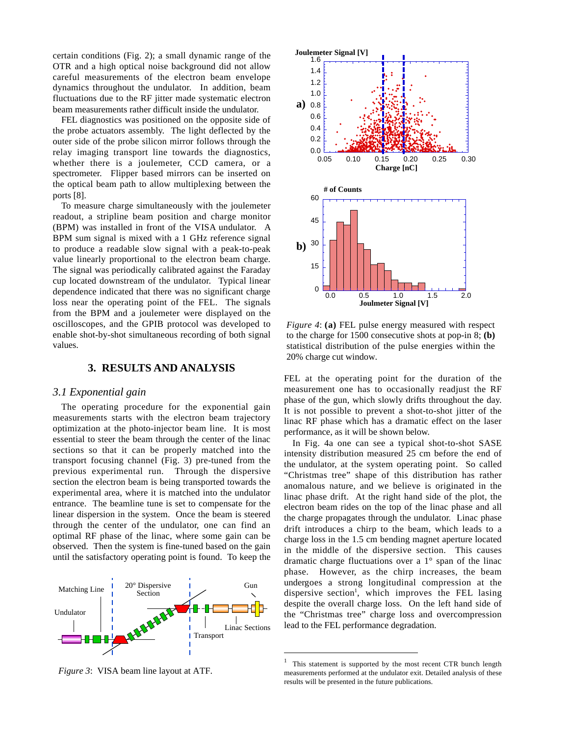certain conditions (Fig. 2); a small dynamic range of the OTR and a high optical noise background did not allow careful measurements of the electron beam envelope dynamics throughout the undulator. In addition, beam fluctuations due to the RF jitter made systematic electron beam measurements rather difficult inside the undulator.

FEL diagnostics was positioned on the opposite side of the probe actuators assembly. The light deflected by the outer side of the probe silicon mirror follows through the relay imaging transport line towards the diagnostics, whether there is a joulemeter, CCD camera, or a spectrometer. Flipper based mirrors can be inserted on the optical beam path to allow multiplexing between the ports [8].

To measure charge simultaneously with the joulemeter readout, a stripline beam position and charge monitor (BPM) was installed in front of the VISA undulator. A BPM sum signal is mixed with a 1 GHz reference signal to produce a readable slow signal with a peak-to-peak value linearly proportional to the electron beam charge. The signal was periodically calibrated against the Faraday cup located downstream of the undulator. Typical linear dependence indicated that there was no significant charge loss near the operating point of the FEL. The signals from the BPM and a joulemeter were displayed on the oscilloscopes, and the GPIB protocol was developed to enable shot-by-shot simultaneous recording of both signal values.

## 3. RESULTS AND ANALYSIS

### *3.1 Exponential gain*

The operating procedure for the exponential gain measurements starts with the electron beam trajectory optimization at the photo-injector beam line. It is most essential to steer the beam through the center of the linac sections so that it can be properly matched into the transport focusing channel (Fig. 3) pre-tuned from the previous experimental run. Through the dispersive section the electron beam is being transported towards the experimental area, where it is matched into the undulator entrance. The beamline tune is set to compensate for the linear dispersion in the system. Once the beam is steered through the center of the undulator, one can find an optimal RF phase of the linac, where some gain can be observed. Then the system is fine-tuned based on the gain until the satisfactory operating point is found. To keep the FEL at the operating point for the duration of the measurement one has to occasionally readjust the RF phase of the gun, which slowly drifts throughout the day. It is not possible to prevent a shot-to-shot jitter of the linac RF phase which has a dramatic effect on the laser performance, as it will be shown below.

*Figure 3*: VISA beam line layout at ATF.

*Figure 4*: **(a)** FEL pulse energy measured with respect to the charge for 1500 consecutive shots at pop-in 8; **(b)** statistical distribution of the pulse energies within the 20% charge cut window.

In Fig. 4a one can see a typical shot-to-shot SASE intensity distribution measured 25 cm before the end of the undulator, at the system operating point. So called "Christmas tree" shape of this distribution has rather anomalous nature, and we believe is originated in the linac phase drift. At the right hand side of the plot, the electron beam rides on the top of the linac phase and all the charge propagates through the undulator. Linac phase drift introduces a chirp to the beam, which leads to a charge loss in the 1.5 cm bending magnet aperture located in the middle of the dispersive section. This causes dramatic charge fluctuations over a 1° span of the linac phase. However, as the chirp increases, the beam undergoes a strong longitudinal compression at the dispersive section[1], which improves the FEL lasing despite the overall charge loss. On the left hand side of the "Christmas tree" charge loss and overcompression lead to the FEL performance degradation.

[1] This statement is supported by the most recent CTR bunch length measurements performed at the undulator exit. Detailed analysis of these results will be presented in the future publications.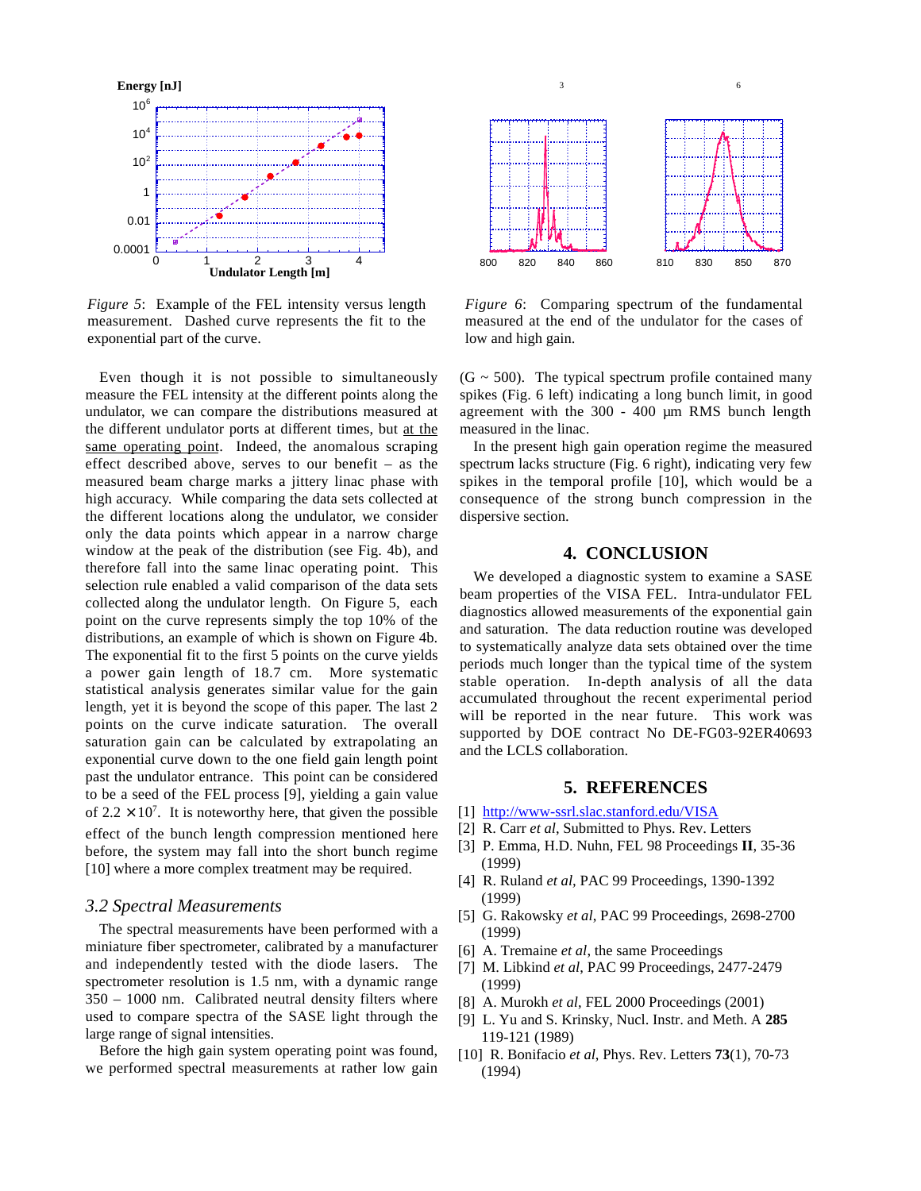Energy [nJ]

$10^6$

$10^4$

$10^2$

1

0.01

0.0001

0 1 2 3 4

Undulator Length [m]

*Figure 5*: Example of the FEL intensity versus length measurement. Dashed curve represents the fit to the exponential part of the curve.

3

6

800 820 840 860

810 830 850 870

*Figure 6*: Comparing spectrum of the fundamental measured at the end of the undulator for the cases of low and high gain.

Even though it is not possible to simultaneously measure the FEL intensity at the different points along the undulator, we can compare the distributions measured at the different undulator ports at different times, but at the same operating point. Indeed, the anomalous scraping effect described above, serves to our benefit – as the measured beam charge marks a jittery linac phase with high accuracy. While comparing the data sets collected at the different locations along the undulator, we consider only the data points which appear in a narrow charge window at the peak of the distribution (see Fig. 4b), and therefore fall into the same linac operating point. This selection rule enabled a valid comparison of the data sets collected along the undulator length. On Figure 5, each point on the curve represents simply the top 10% of the distributions, an example of which is shown on Figure 4b. The exponential fit to the first 5 points on the curve yields a power gain length of 18.7 cm. More systematic statistical analysis generates similar value for the gain length, yet it is beyond the scope of this paper. The last 2 points on the curve indicate saturation. The overall saturation gain can be calculated by extrapolating an exponential curve down to the one field gain length point past the undulator entrance. This point can be considered to be a seed of the FEL process [9], yielding a gain value of $2.2 \times 10^7$. It is noteworthy here, that given the possible effect of the bunch length compression mentioned here before, the system may fall into the short bunch regime [10] where a more complex treatment may be required.

### 3.2 Spectral Measurements

The spectral measurements have been performed with a miniature fiber spectrometer, calibrated by a manufacturer and independently tested with the diode lasers. The spectrometer resolution is 1.5 nm, with a dynamic range 350 – 1000 nm. Calibrated neutral density filters where used to compare spectra of the SASE light through the large range of signal intensities.

Before the high gain system operating point was found, we performed spectral measurements at rather low gain (G ~ 500). The typical spectrum profile contained many spikes (Fig. 6 left) indicating a long bunch limit, in good agreement with the 300 - 400 µm RMS bunch length measured in the linac.

In the present high gain operation regime the measured spectrum lacks structure (Fig. 6 right), indicating very few spikes in the temporal profile [10], which would be a consequence of the strong bunch compression in the dispersive section.

## 4. CONCLUSION

We developed a diagnostic system to examine a SASE beam properties of the VISA FEL. Intra-undulator FEL diagnostics allowed measurements of the exponential gain and saturation. The data reduction routine was developed to systematically analyze data sets obtained over the time periods much longer than the typical time of the system stable operation. In-depth analysis of all the data accumulated throughout the recent experimental period will be reported in the near future. This work was supported by DOE contract No DE-FG03-92ER40693 and the LCLS collaboration.

## 5. REFERENCES

[1] http://www-ssrl.slac.stanford.edu/VISA
[2] R. Carr *et al*, Submitted to Phys. Rev. Letters
[3] P. Emma, H.D. Nuhn, FEL 98 Proceedings **II**, 35-36 (1999)
[4] R. Ruland *et al*, PAC 99 Proceedings, 1390-1392 (1999)
[5] G. Rakowsky *et al*, PAC 99 Proceedings, 2698-2700 (1999)
[6] A. Tremaine *et al*, the same Proceedings
[7] M. Libkind *et al*, PAC 99 Proceedings, 2477-2479 (1999)
[8] A. Murokh *et al*, FEL 2000 Proceedings (2001)
[9] L. Yu and S. Krinsky, Nucl. Instr. and Meth. A **285** 119-121 (1989)
[10] R. Bonifacio *et al*, Phys. Rev. Letters **73**(1), 70-73 (1994)